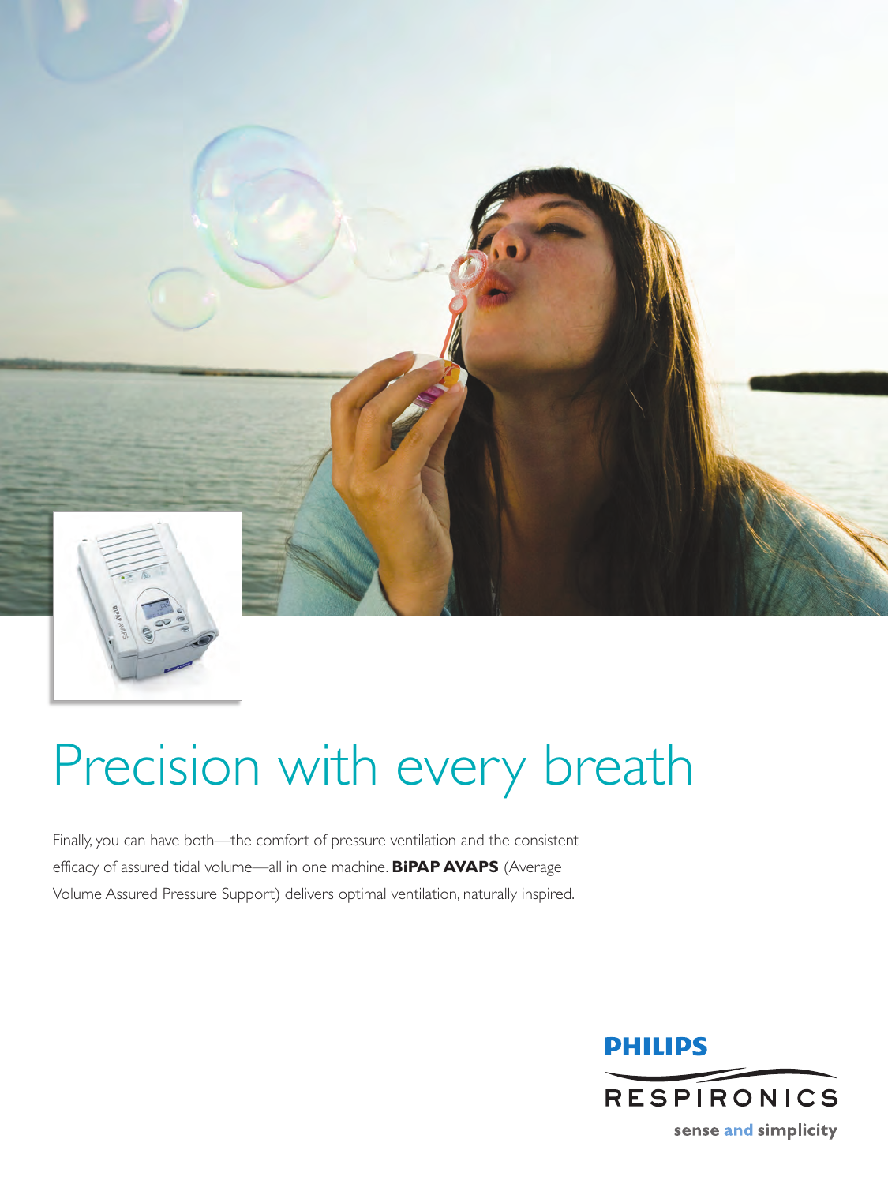# Precision with every breath

Finally, you can have both—the comfort of pressure ventilation and the consistent efficacy of assured tidal volume—all in one machine. **BiPAP AVAPS** (Average Volume Assured Pressure Support) delivers optimal ventilation, naturally inspired.

PHILIPS

RESPIRONICS

sense and simplicity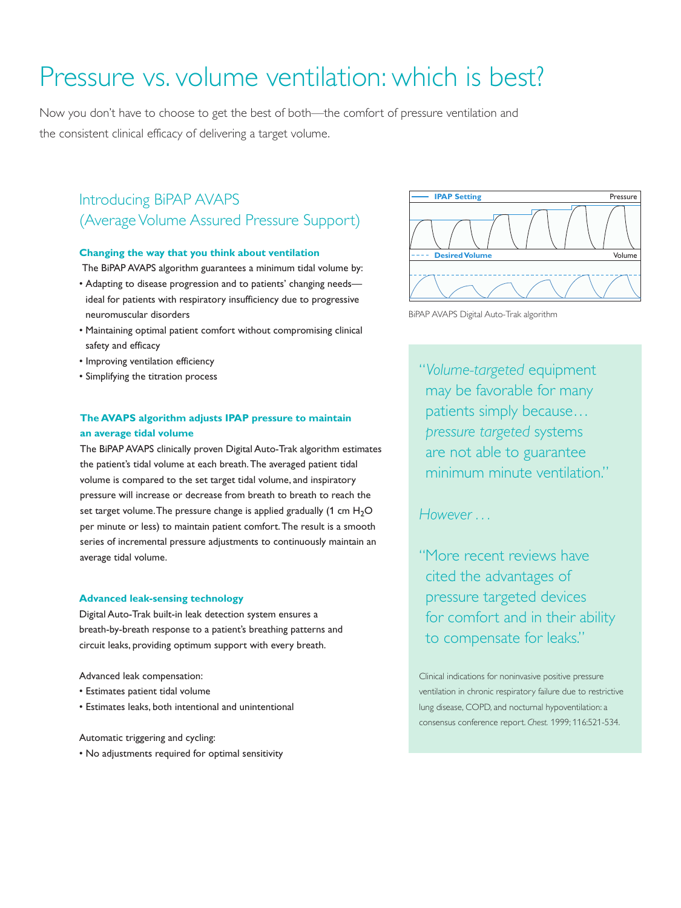# Pressure vs. volume ventilation: which is best?

Now you don't have to choose to get the best of both—the comfort of pressure ventilation and the consistent clinical efficacy of delivering a target volume.

## Introducing BiPAP AVAPS (Average Volume Assured Pressure Support)

### Changing the way that you think about ventilation

The BiPAP AVAPS algorithm guarantees a minimum tidal volume by:

- Adapting to disease progression and to patients' changing needs—ideal for patients with respiratory insufficiency due to progressive neuromuscular disorders
- Maintaining optimal patient comfort without compromising clinical safety and efficacy
- Improving ventilation efficiency
- Simplifying the titration process

### The AVAPS algorithm adjusts IPAP pressure to maintain an average tidal volume

The BiPAP AVAPS clinically proven Digital Auto-Trak algorithm estimates the patient's tidal volume at each breath. The averaged patient tidal volume is compared to the set target tidal volume, and inspiratory pressure will increase or decrease from breath to breath to reach the set target volume. The pressure change is applied gradually (1 cm $H_2O$ per minute or less) to maintain patient comfort. The result is a smooth series of incremental pressure adjustments to continuously maintain an average tidal volume.

### Advanced leak-sensing technology

Digital Auto-Trak built-in leak detection system ensures a breath-by-breath response to a patient's breathing patterns and circuit leaks, providing optimum support with every breath.

Advanced leak compensation:

- Estimates patient tidal volume
- Estimates leaks, both intentional and unintentional

Automatic triggering and cycling:

- No adjustments required for optimal sensitivity

IPAP Setting — Pressure

Desired Volume — Volume

BiPAP AVAPS Digital Auto-Trak algorithm

"*Volume-targeted* equipment may be favorable for many patients simply because… *pressure targeted* systems are not able to guarantee minimum minute ventilation."

*However . . .*

"More recent reviews have cited the advantages of pressure targeted devices for comfort and in their ability to compensate for leaks."

Clinical indications for noninvasive positive pressure ventilation in chronic respiratory failure due to restrictive lung disease, COPD, and nocturnal hypoventilation: a consensus conference report. *Chest.* 1999; 116:521-534.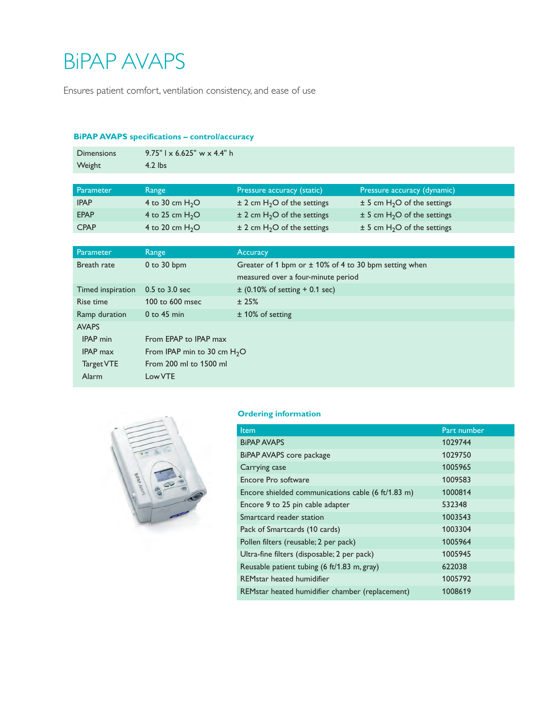# BiPAP AVAPS

Ensures patient comfort, ventilation consistency, and ease of use

### BiPAP AVAPS specifications – control/accuracy

| | |
|---|---|
| Dimensions | 9.75" l x 6.625" w x 4.4" h |
| Weight | 4.2 lbs |

| Parameter | Range | Pressure accuracy (static) | Pressure accuracy (dynamic) |
|---|---|---|---|
| IPAP | 4 to 30 cm $H_2O$ | ± 2 cm $H_2O$ of the settings | ± 5 cm $H_2O$ of the settings |
| EPAP | 4 to 25 cm $H_2O$ | ± 2 cm $H_2O$ of the settings | ± 5 cm $H_2O$ of the settings |
| CPAP | 4 to 20 cm $H_2O$ | ± 2 cm $H_2O$ of the settings | ± 5 cm $H_2O$ of the settings |

| Parameter | Range | Accuracy |
|---|---|---|
| Breath rate | 0 to 30 bpm | Greater of 1 bpm or ± 10% of 4 to 30 bpm setting when measured over a four-minute period |
| Timed inspiration | 0.5 to 3.0 sec | ± (0.10% of setting + 0.1 sec) |
| Rise time | 100 to 600 msec | ± 25% |
| Ramp duration | 0 to 45 min | ± 10% of setting |
| AVAPS | | |
| IPAP min | From EPAP to IPAP max | |
| IPAP max | From IPAP min to 30 cm $H_2O$ | |
| Target VTE | From 200 ml to 1500 ml | |
| Alarm | Low VTE | |

### Ordering information

| Item | Part number |
|---|---|
| BiPAP AVAPS | 1029744 |
| BiPAP AVAPS core package | 1029750 |
| Carrying case | 1005965 |
| Encore Pro software | 1009583 |
| Encore shielded communications cable (6 ft/1.83 m) | 1000814 |
| Encore 9 to 25 pin cable adapter | 532348 |
| Smartcard reader station | 1003543 |
| Pack of Smartcards (10 cards) | 1003304 |
| Pollen filters (reusable; 2 per pack) | 1005964 |
| Ultra-fine filters (disposable; 2 per pack) | 1005945 |
| Reusable patient tubing (6 ft/1.83 m, gray) | 622038 |
| REMstar heated humidifier | 1005792 |
| REMstar heated humidifier chamber (replacement) | 1008619 |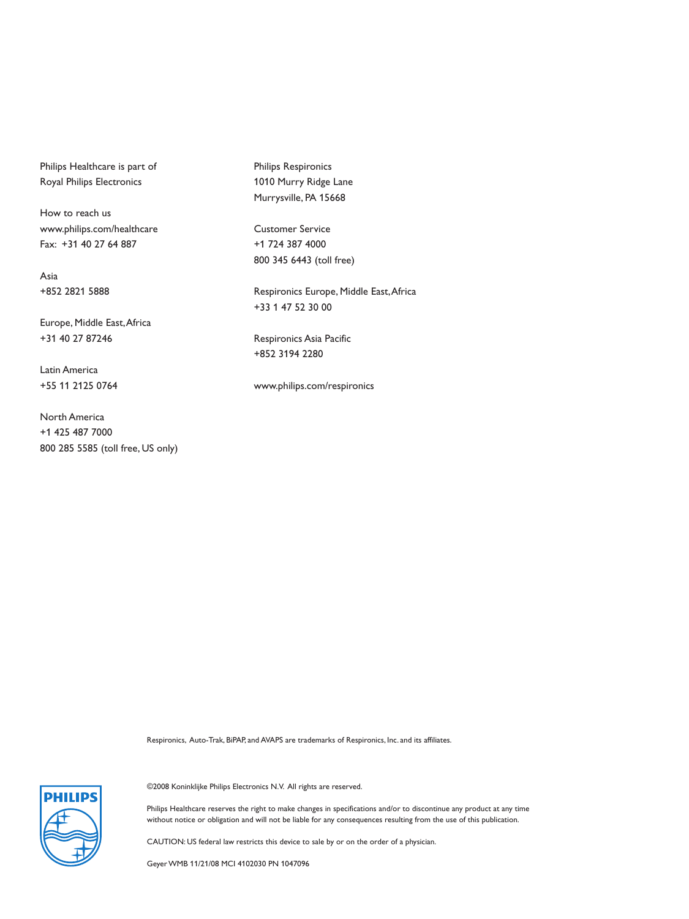Philips Healthcare is part of
Royal Philips Electronics

How to reach us
www.philips.com/healthcare
Fax: +31 40 27 64 887

Asia
+852 2821 5888

Europe, Middle East, Africa
+31 40 27 87246

Latin America
+55 11 2125 0764

North America
+1 425 487 7000
800 285 5585 (toll free, US only)

Philips Respironics
1010 Murry Ridge Lane
Murrysville, PA 15668

Customer Service
+1 724 387 4000
800 345 6443 (toll free)

Respironics Europe, Middle East, Africa
+33 1 47 52 30 00

Respironics Asia Pacific
+852 3194 2280

www.philips.com/respironics

Respironics, Auto-Trak, BiPAP, and AVAPS are trademarks of Respironics, Inc. and its affiliates.

©2008 Koninklijke Philips Electronics N.V. All rights are reserved.

Philips Healthcare reserves the right to make changes in specifications and/or to discontinue any product at any time without notice or obligation and will not be liable for any consequences resulting from the use of this publication.

CAUTION: US federal law restricts this device to sale by or on the order of a physician.

Geyer WMB 11/21/08 MCI 4102030 PN 1047096